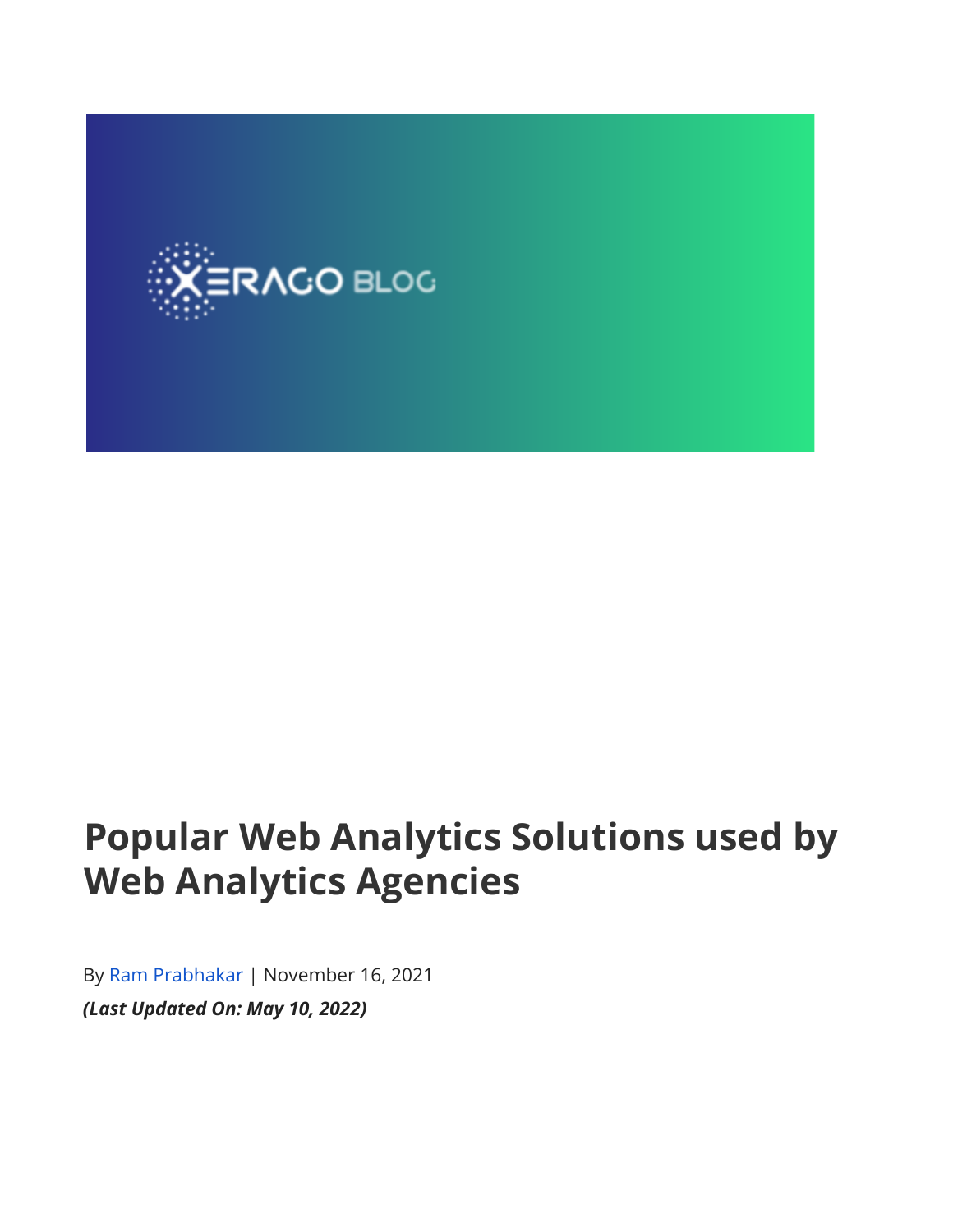# Popular Web Analytics Solutions used by Web Analytics Agencies

By Ram Prabhakar | November 16, 2021

***(Last Updated On: May 10, 2022)***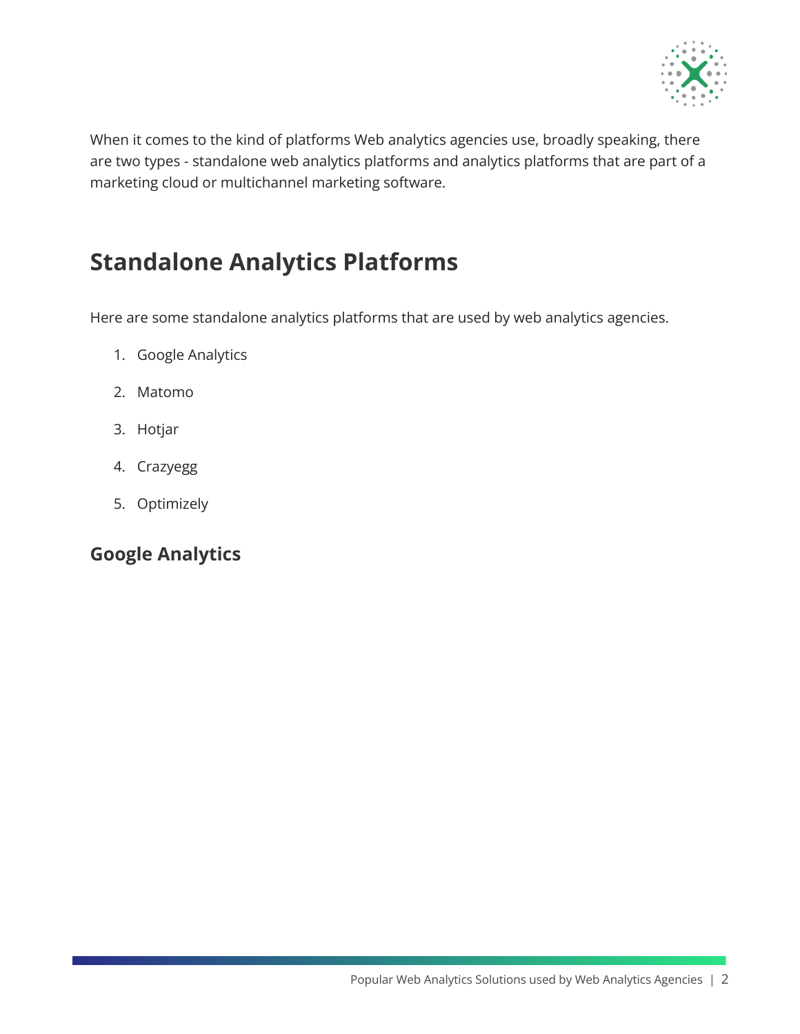When it comes to the kind of platforms Web analytics agencies use, broadly speaking, there are two types - standalone web analytics platforms and analytics platforms that are part of a marketing cloud or multichannel marketing software.

## Standalone Analytics Platforms

Here are some standalone analytics platforms that are used by web analytics agencies.

1. Google Analytics
2. Matomo
3. Hotjar
4. Crazyegg
5. Optimizely

### Google Analytics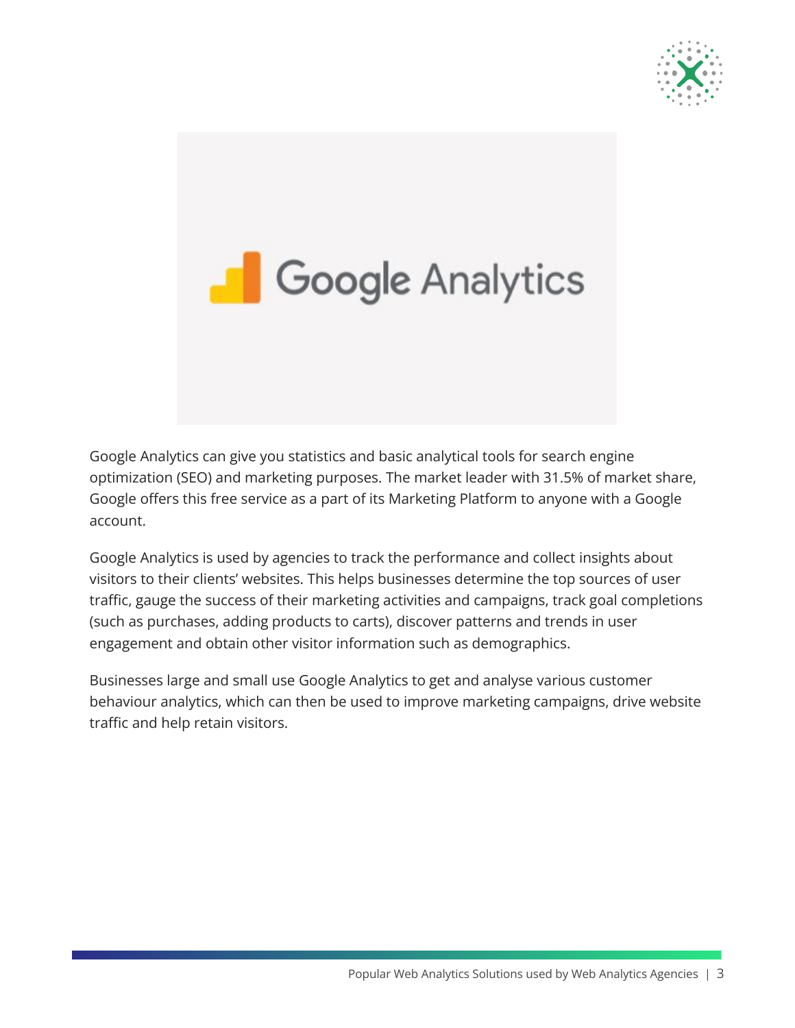Google Analytics can give you statistics and basic analytical tools for search engine optimization (SEO) and marketing purposes. The market leader with 31.5% of market share, Google offers this free service as a part of its Marketing Platform to anyone with a Google account.

Google Analytics is used by agencies to track the performance and collect insights about visitors to their clients' websites. This helps businesses determine the top sources of user traffic, gauge the success of their marketing activities and campaigns, track goal completions (such as purchases, adding products to carts), discover patterns and trends in user engagement and obtain other visitor information such as demographics.

Businesses large and small use Google Analytics to get and analyse various customer behaviour analytics, which can then be used to improve marketing campaigns, drive website traffic and help retain visitors.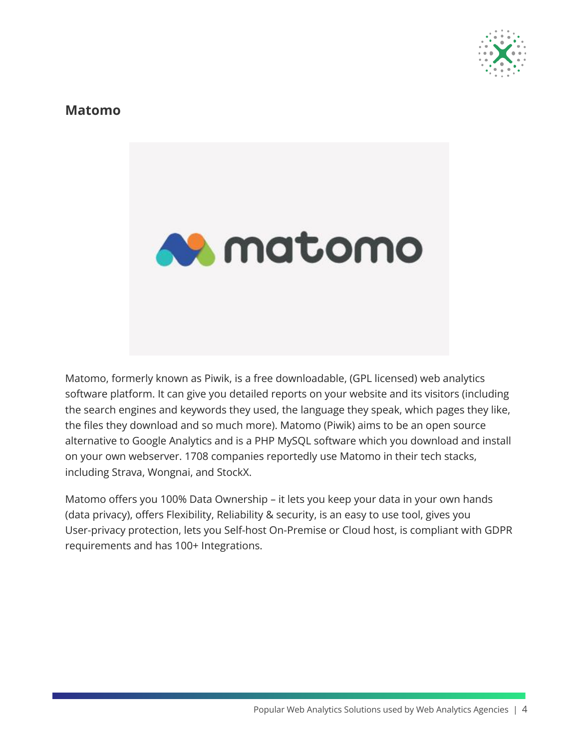## Matomo

Matomo, formerly known as Piwik, is a free downloadable, (GPL licensed) web analytics software platform. It can give you detailed reports on your website and its visitors (including the search engines and keywords they used, the language they speak, which pages they like, the files they download and so much more). Matomo (Piwik) aims to be an open source alternative to Google Analytics and is a PHP MySQL software which you download and install on your own webserver. 1708 companies reportedly use Matomo in their tech stacks, including Strava, Wongnai, and StockX.

Matomo offers you 100% Data Ownership – it lets you keep your data in your own hands (data privacy), offers Flexibility, Reliability & security, is an easy to use tool, gives you User-privacy protection, lets you Self-host On-Premise or Cloud host, is compliant with GDPR requirements and has 100+ Integrations.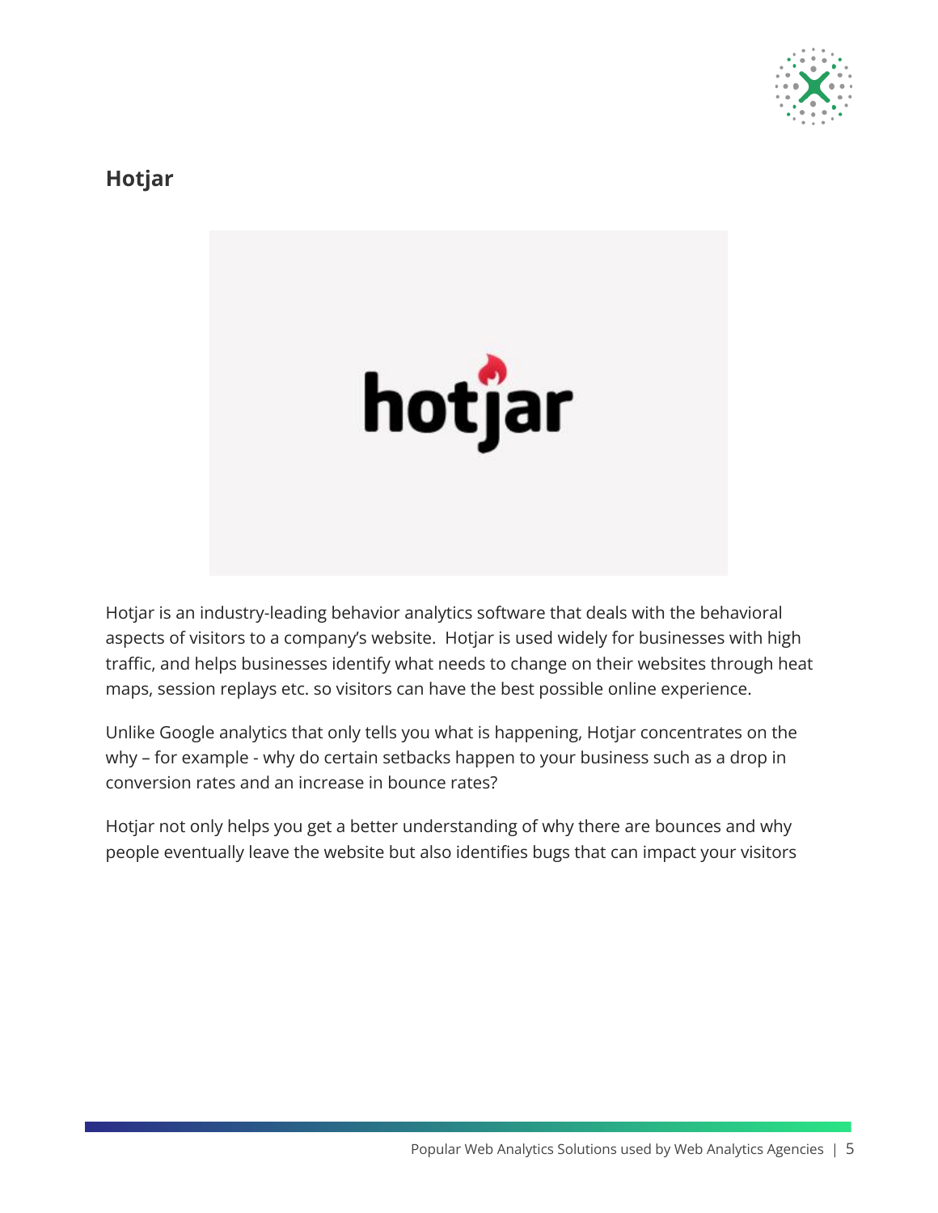## Hotjar

Hotjar is an industry-leading behavior analytics software that deals with the behavioral aspects of visitors to a company's website. Hotjar is used widely for businesses with high traffic, and helps businesses identify what needs to change on their websites through heat maps, session replays etc. so visitors can have the best possible online experience.

Unlike Google analytics that only tells you what is happening, Hotjar concentrates on the why – for example - why do certain setbacks happen to your business such as a drop in conversion rates and an increase in bounce rates?

Hotjar not only helps you get a better understanding of why there are bounces and why people eventually leave the website but also identifies bugs that can impact your visitors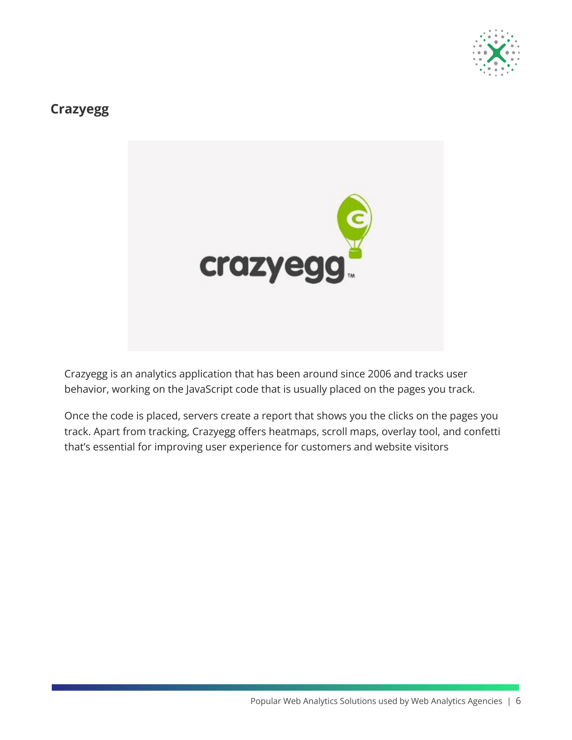## Crazyegg

Crazyegg is an analytics application that has been around since 2006 and tracks user behavior, working on the JavaScript code that is usually placed on the pages you track.

Once the code is placed, servers create a report that shows you the clicks on the pages you track. Apart from tracking, Crazyegg offers heatmaps, scroll maps, overlay tool, and confetti that's essential for improving user experience for customers and website visitors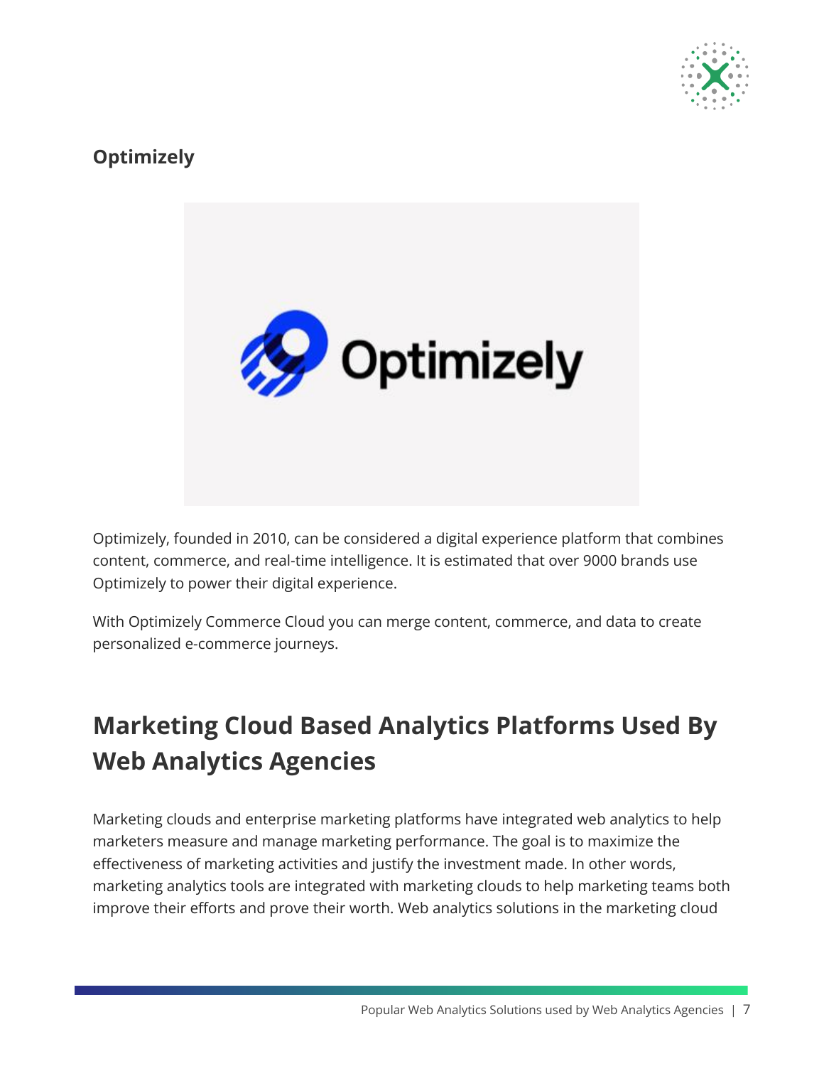### Optimizely

Optimizely, founded in 2010, can be considered a digital experience platform that combines content, commerce, and real-time intelligence. It is estimated that over 9000 brands use Optimizely to power their digital experience.

With Optimizely Commerce Cloud you can merge content, commerce, and data to create personalized e-commerce journeys.

## Marketing Cloud Based Analytics Platforms Used By Web Analytics Agencies

Marketing clouds and enterprise marketing platforms have integrated web analytics to help marketers measure and manage marketing performance. The goal is to maximize the effectiveness of marketing activities and justify the investment made. In other words, marketing analytics tools are integrated with marketing clouds to help marketing teams both improve their efforts and prove their worth. Web analytics solutions in the marketing cloud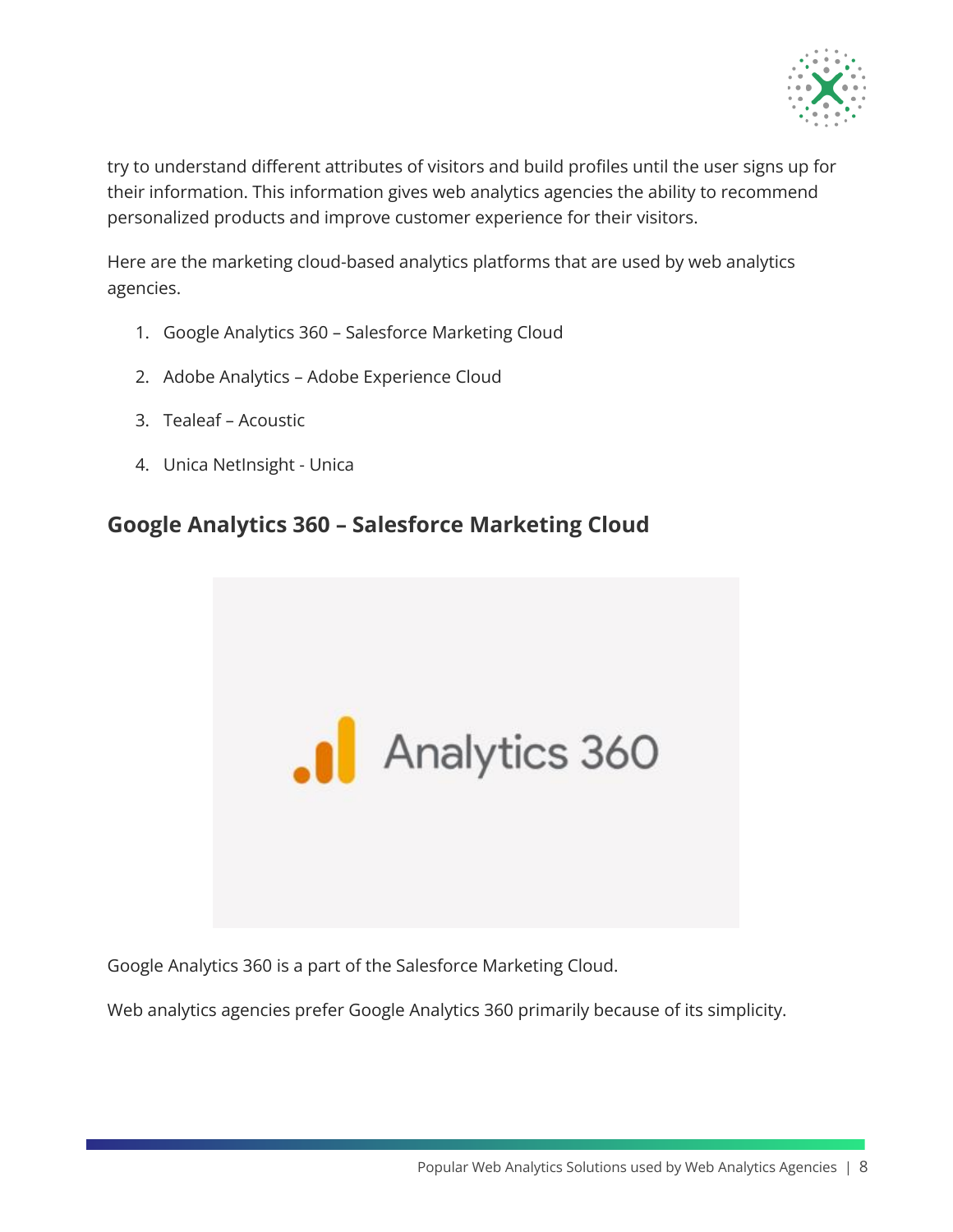try to understand different attributes of visitors and build profiles until the user signs up for their information. This information gives web analytics agencies the ability to recommend personalized products and improve customer experience for their visitors.

Here are the marketing cloud-based analytics platforms that are used by web analytics agencies.

1. Google Analytics 360 – Salesforce Marketing Cloud
2. Adobe Analytics – Adobe Experience Cloud
3. Tealeaf – Acoustic
4. Unica NetInsight - Unica

## Google Analytics 360 – Salesforce Marketing Cloud

Google Analytics 360 is a part of the Salesforce Marketing Cloud.

Web analytics agencies prefer Google Analytics 360 primarily because of its simplicity.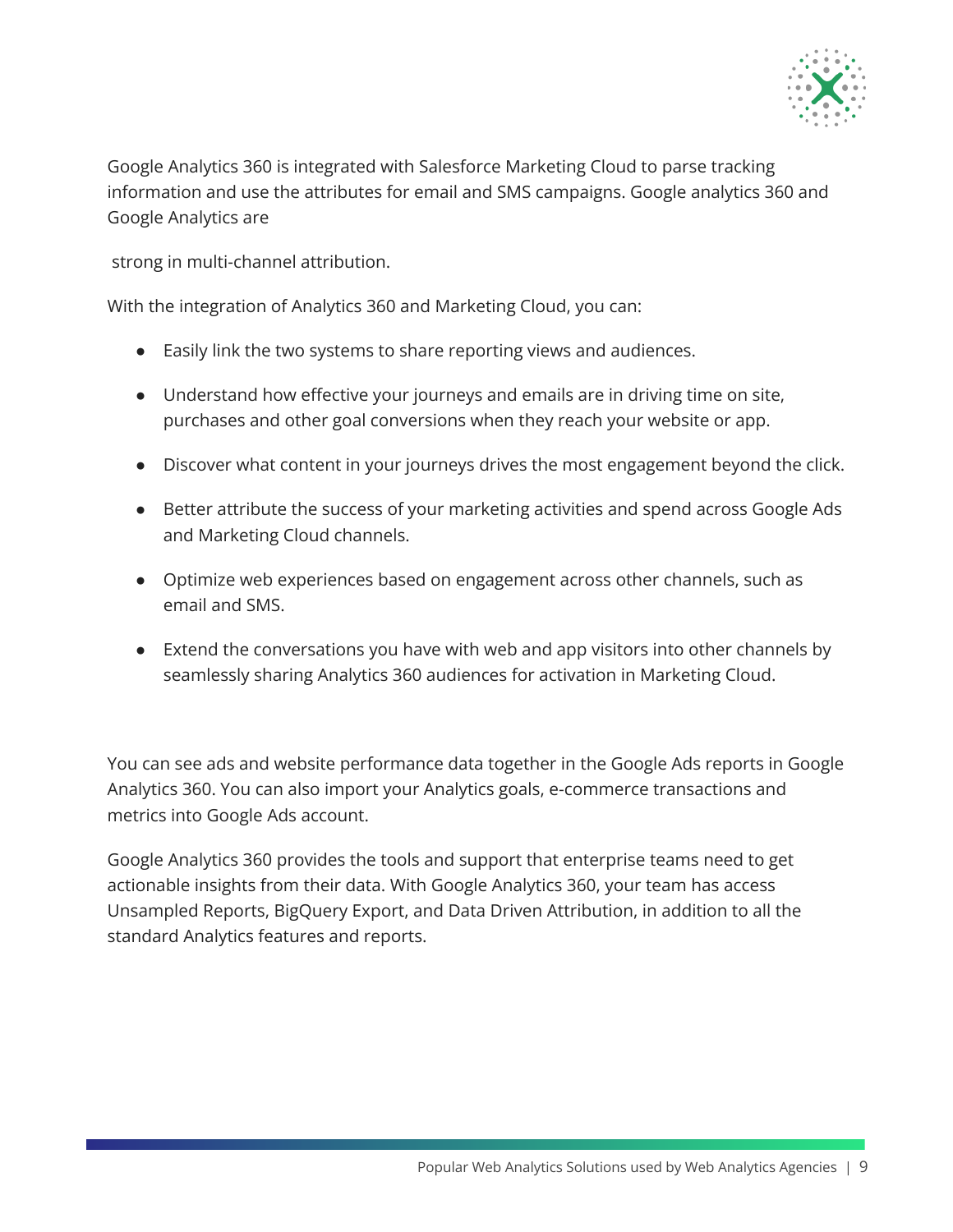Google Analytics 360 is integrated with Salesforce Marketing Cloud to parse tracking information and use the attributes for email and SMS campaigns. Google analytics 360 and Google Analytics are

strong in multi-channel attribution.

With the integration of Analytics 360 and Marketing Cloud, you can:

- Easily link the two systems to share reporting views and audiences.
- Understand how effective your journeys and emails are in driving time on site, purchases and other goal conversions when they reach your website or app.
- Discover what content in your journeys drives the most engagement beyond the click.
- Better attribute the success of your marketing activities and spend across Google Ads and Marketing Cloud channels.
- Optimize web experiences based on engagement across other channels, such as email and SMS.
- Extend the conversations you have with web and app visitors into other channels by seamlessly sharing Analytics 360 audiences for activation in Marketing Cloud.

You can see ads and website performance data together in the Google Ads reports in Google Analytics 360. You can also import your Analytics goals, e-commerce transactions and metrics into Google Ads account.

Google Analytics 360 provides the tools and support that enterprise teams need to get actionable insights from their data. With Google Analytics 360, your team has access Unsampled Reports, BigQuery Export, and Data Driven Attribution, in addition to all the standard Analytics features and reports.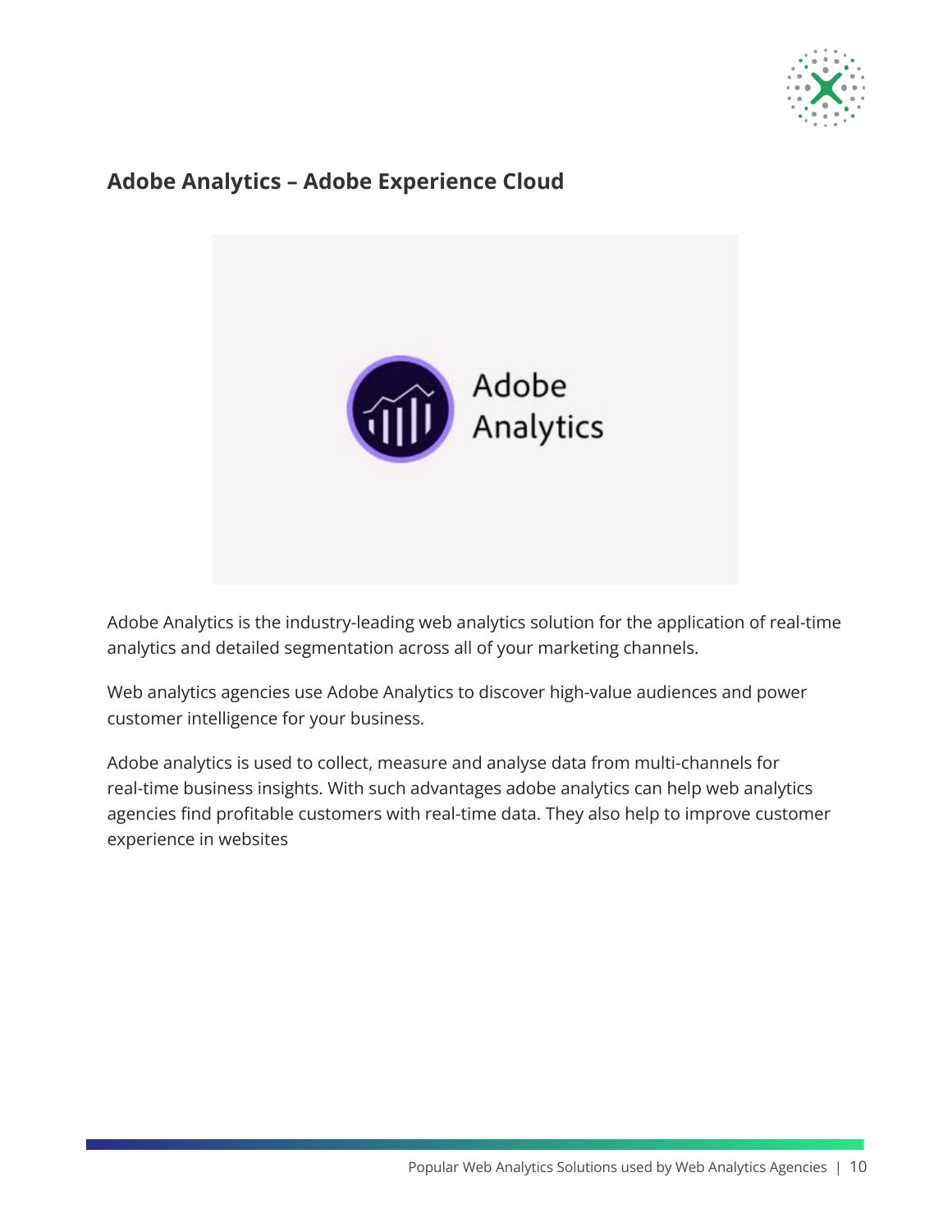## Adobe Analytics – Adobe Experience Cloud

Adobe Analytics is the industry-leading web analytics solution for the application of real-time analytics and detailed segmentation across all of your marketing channels.

Web analytics agencies use Adobe Analytics to discover high-value audiences and power customer intelligence for your business.

Adobe analytics is used to collect, measure and analyse data from multi-channels for real-time business insights. With such advantages adobe analytics can help web analytics agencies find profitable customers with real-time data. They also help to improve customer experience in websites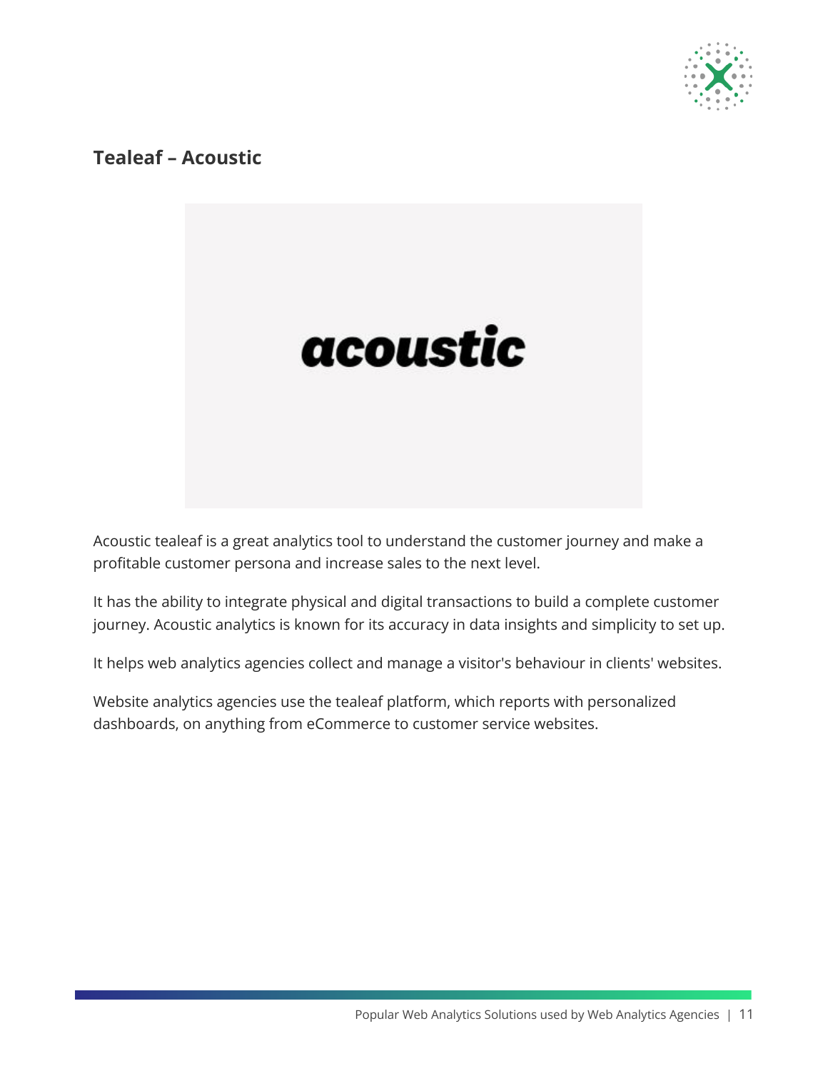## Tealeaf – Acoustic

Acoustic tealeaf is a great analytics tool to understand the customer journey and make a profitable customer persona and increase sales to the next level.

It has the ability to integrate physical and digital transactions to build a complete customer journey. Acoustic analytics is known for its accuracy in data insights and simplicity to set up.

It helps web analytics agencies collect and manage a visitor's behaviour in clients' websites.

Website analytics agencies use the tealeaf platform, which reports with personalized dashboards, on anything from eCommerce to customer service websites.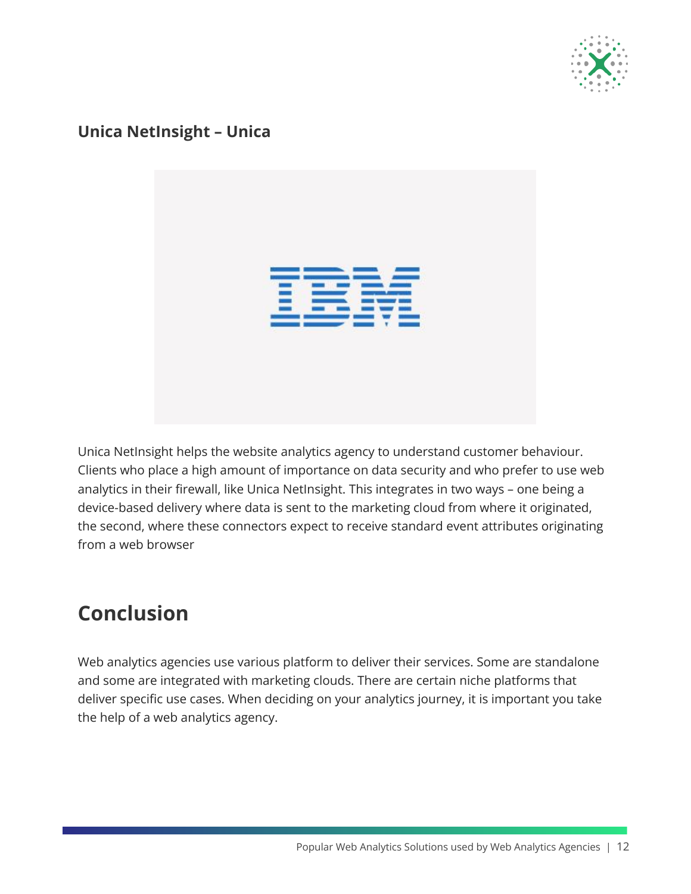### Unica NetInsight – Unica

Unica NetInsight helps the website analytics agency to understand customer behaviour. Clients who place a high amount of importance on data security and who prefer to use web analytics in their firewall, like Unica NetInsight. This integrates in two ways – one being a device-based delivery where data is sent to the marketing cloud from where it originated, the second, where these connectors expect to receive standard event attributes originating from a web browser

## Conclusion

Web analytics agencies use various platform to deliver their services. Some are standalone and some are integrated with marketing clouds. There are certain niche platforms that deliver specific use cases. When deciding on your analytics journey, it is important you take the help of a web analytics agency.